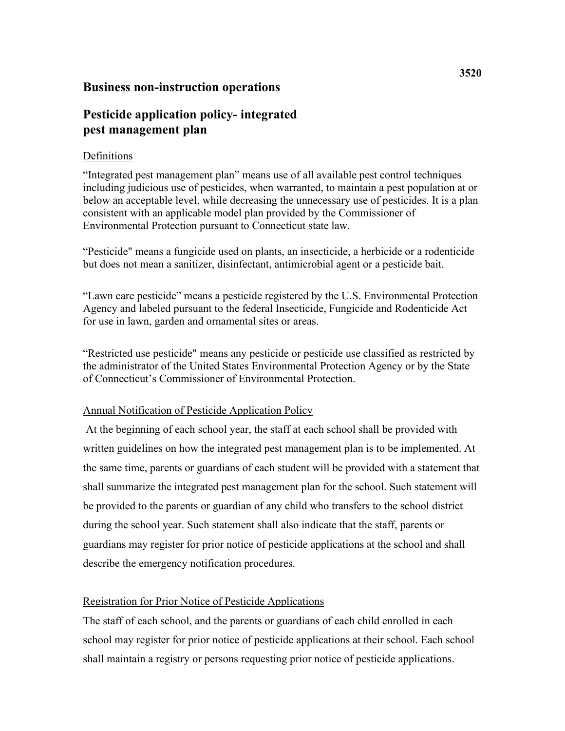# Business non-instruction operations

## Pesticide application policy- integrated pest management plan

Definitions

"Integrated pest management plan" means use of all available pest control techniques including judicious use of pesticides, when warranted, to maintain a pest population at or below an acceptable level, while decreasing the unnecessary use of pesticides. It is a plan consistent with an applicable model plan provided by the Commissioner of Environmental Protection pursuant to Connecticut state law.

"Pesticide" means a fungicide used on plants, an insecticide, a herbicide or a rodenticide but does not mean a sanitizer, disinfectant, antimicrobial agent or a pesticide bait.

"Lawn care pesticide" means a pesticide registered by the U.S. Environmental Protection Agency and labeled pursuant to the federal Insecticide, Fungicide and Rodenticide Act for use in lawn, garden and ornamental sites or areas.

"Restricted use pesticide" means any pesticide or pesticide use classified as restricted by the administrator of the United States Environmental Protection Agency or by the State of Connecticut's Commissioner of Environmental Protection.

Annual Notification of Pesticide Application Policy

At the beginning of each school year, the staff at each school shall be provided with written guidelines on how the integrated pest management plan is to be implemented. At the same time, parents or guardians of each student will be provided with a statement that shall summarize the integrated pest management plan for the school. Such statement will be provided to the parents or guardian of any child who transfers to the school district during the school year. Such statement shall also indicate that the staff, parents or guardians may register for prior notice of pesticide applications at the school and shall describe the emergency notification procedures.

Registration for Prior Notice of Pesticide Applications

The staff of each school, and the parents or guardians of each child enrolled in each school may register for prior notice of pesticide applications at their school. Each school shall maintain a registry or persons requesting prior notice of pesticide applications.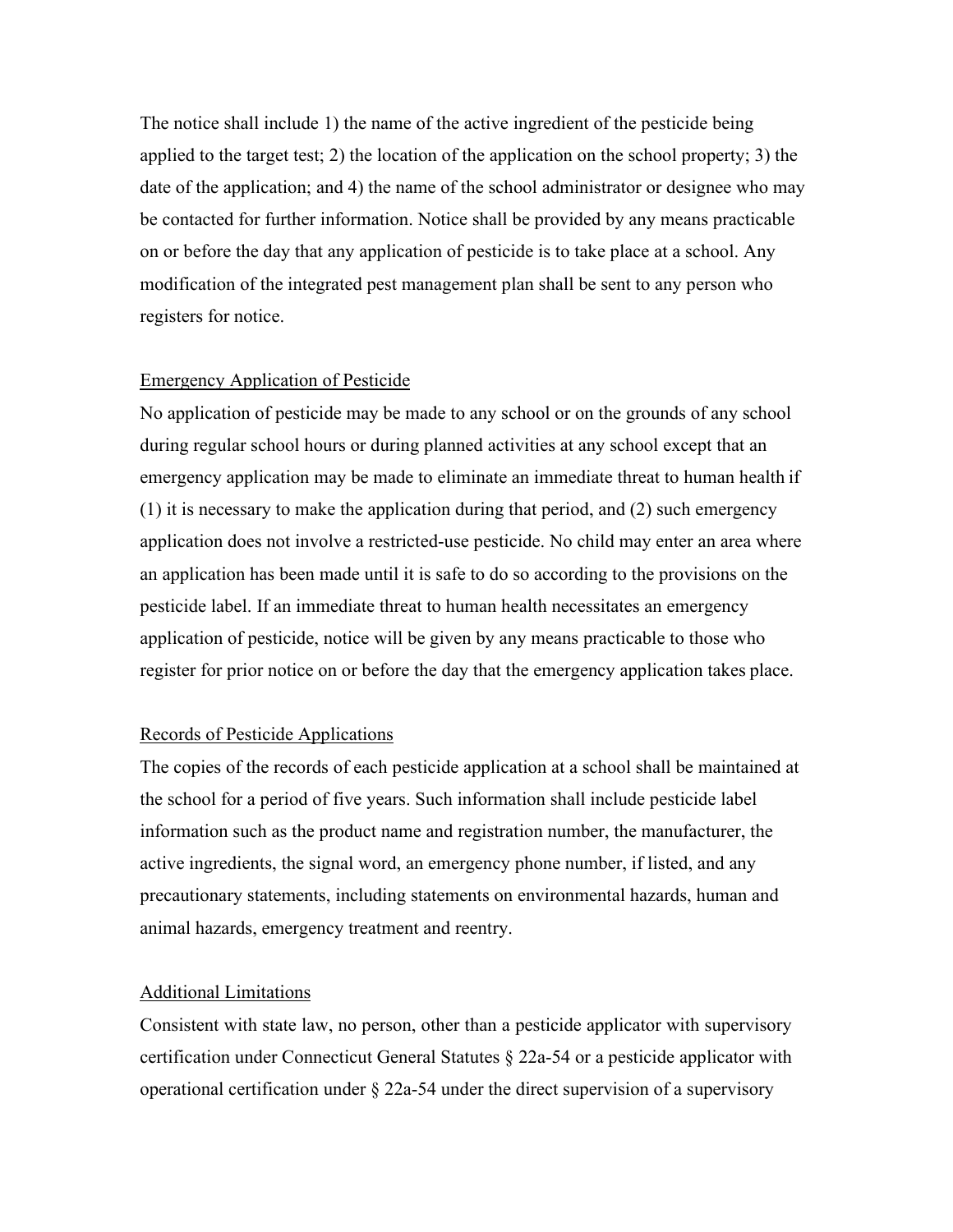The notice shall include 1) the name of the active ingredient of the pesticide being applied to the target test; 2) the location of the application on the school property; 3) the date of the application; and 4) the name of the school administrator or designee who may be contacted for further information. Notice shall be provided by any means practicable on or before the day that any application of pesticide is to take place at a school. Any modification of the integrated pest management plan shall be sent to any person who registers for notice.

<u>Emergency Application of Pesticide</u>

No application of pesticide may be made to any school or on the grounds of any school during regular school hours or during planned activities at any school except that an emergency application may be made to eliminate an immediate threat to human health if (1) it is necessary to make the application during that period, and (2) such emergency application does not involve a restricted-use pesticide. No child may enter an area where an application has been made until it is safe to do so according to the provisions on the pesticide label. If an immediate threat to human health necessitates an emergency application of pesticide, notice will be given by any means practicable to those who register for prior notice on or before the day that the emergency application takes place.

<u>Records of Pesticide Applications</u>

The copies of the records of each pesticide application at a school shall be maintained at the school for a period of five years. Such information shall include pesticide label information such as the product name and registration number, the manufacturer, the active ingredients, the signal word, an emergency phone number, if listed, and any precautionary statements, including statements on environmental hazards, human and animal hazards, emergency treatment and reentry.

<u>Additional Limitations</u>

Consistent with state law, no person, other than a pesticide applicator with supervisory certification under Connecticut General Statutes § 22a-54 or a pesticide applicator with operational certification under § 22a-54 under the direct supervision of a supervisory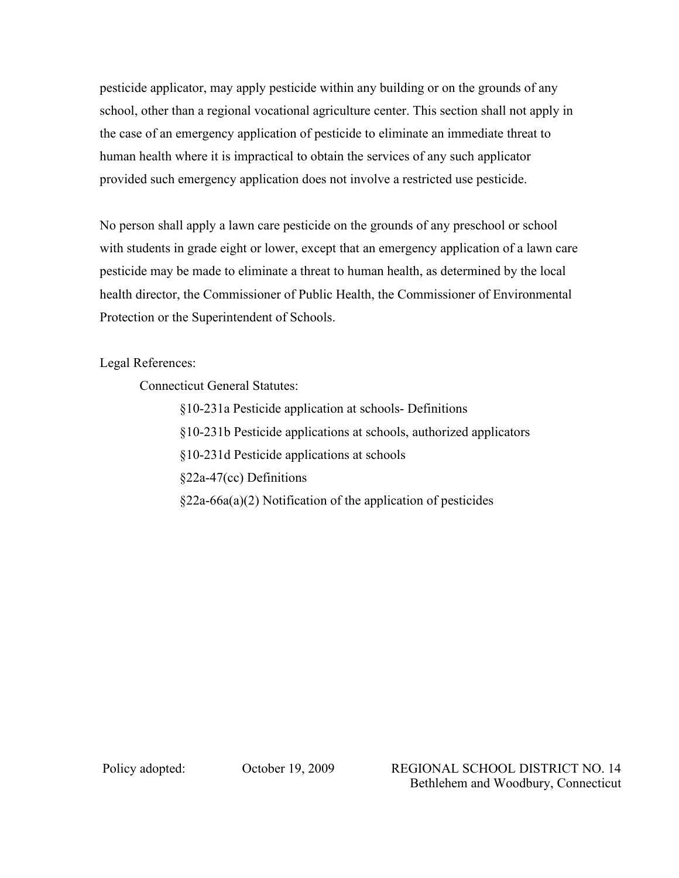pesticide applicator, may apply pesticide within any building or on the grounds of any school, other than a regional vocational agriculture center. This section shall not apply in the case of an emergency application of pesticide to eliminate an immediate threat to human health where it is impractical to obtain the services of any such applicator provided such emergency application does not involve a restricted use pesticide.

No person shall apply a lawn care pesticide on the grounds of any preschool or school with students in grade eight or lower, except that an emergency application of a lawn care pesticide may be made to eliminate a threat to human health, as determined by the local health director, the Commissioner of Public Health, the Commissioner of Environmental Protection or the Superintendent of Schools.

Legal References:

Connecticut General Statutes:

§10-231a Pesticide application at schools- Definitions

§10-231b Pesticide applications at schools, authorized applicators

§10-231d Pesticide applications at schools

§22a-47(cc) Definitions

§22a-66a(a)(2) Notification of the application of pesticides

Policy adopted: October 19, 2009

REGIONAL SCHOOL DISTRICT NO. 14
Bethlehem and Woodbury, Connecticut